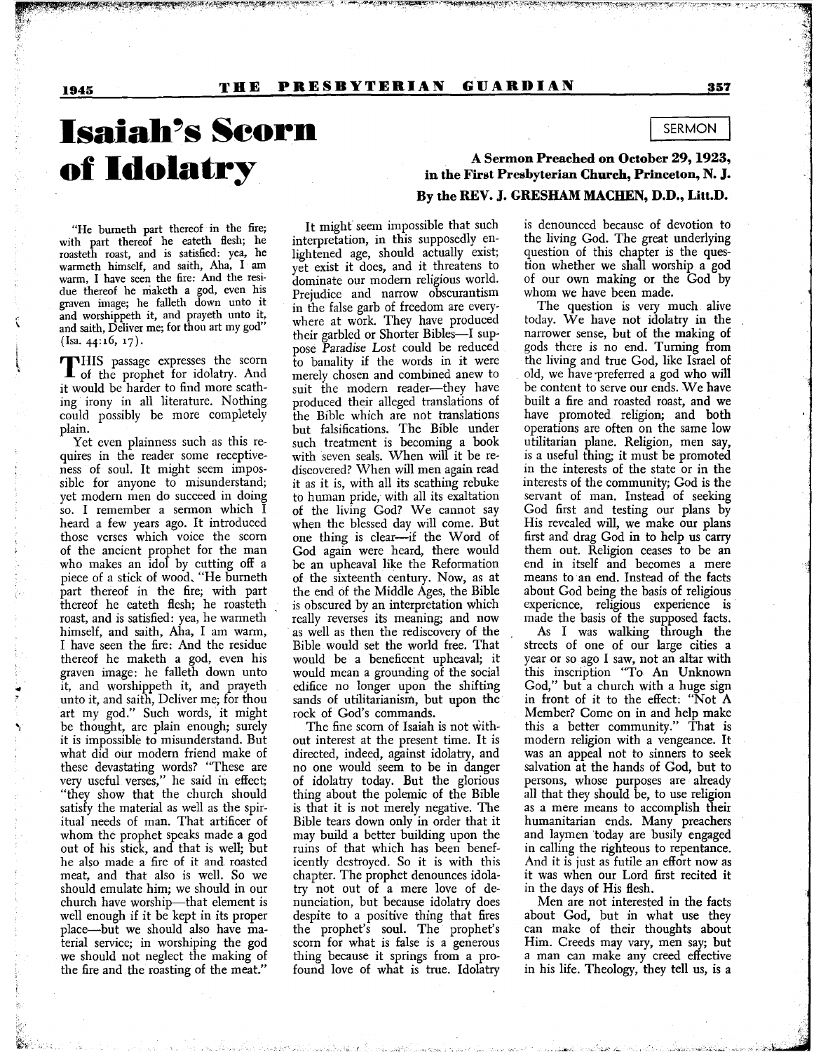SERMON

# Isaiah's Scorn of Idolatry

**A Sermon Preached on October 29, 1923, in the First Presbyterian Church, Princeton, N. J.**

**By the REV. J. GRESHAM MACHEN, D.D., Litt.D.**

"He burneth part thereof in the fire; with part thereof he eateth flesh; he roasteth roast, and is satisfied: yea, he warmeth himself, and saith, Aha, I am warm, I have seen the fire: And the residue thereof he maketh a god, even his graven image; he falleth down unto it and worshippeth it, and prayeth unto it, and saith, Deliver me; for thou art my god" (Isa. 44:16, 17).

THIS passage expresses the scorn of the prophet for idolatry. And it would be harder to find more scathing irony in all literature. Nothing could possibly be more completely plain.

Yet even plainness such as this requires in the reader some receptiveness of soul. It might seem impossible for anyone to misunderstand; yet modern men do succeed in doing so. I remember a sermon which I heard a few years ago. It introduced those verses which voice the scorn of the ancient prophet for the man who makes an idol by cutting off a piece of a stick of wood. "He burneth part thereof in the fire; with part thereof he eateth flesh; he roasteth roast, and is satisfied: yea, he warmeth himself, and saith, Aha, I am warm, I have seen the fire: And the residue thereof he maketh a god, even his graven image: he falleth down unto it, and worshippeth it, and prayeth unto it, and saith, Deliver me; for thou art my god." Such words, it might be thought, are plain enough; surely it is impossible to misunderstand. But what did our modern friend make of these devastating words? "These are very useful verses," he said in effect; "they show that the church should satisfy the material as well as the spiritual needs of man. That artificer of whom the prophet speaks made a god out of his stick, and that is well; but he also made a fire of it and roasted meat, and that also is well. So we should emulate him; we should in our church have worship—that element is well enough if it be kept in its proper place—but we should also have material service; in worshiping the god we should not neglect the making of the fire and the roasting of the meat."

It might seem impossible that such interpretation, in this supposedly enlightened age, should actually exist; yet exist it does, and it threatens to dominate our modern religious world. Prejudice and narrow obscurantism in the false garb of freedom are everywhere at work. They have produced their garbled or Shorter Bibles—I suppose *Paradise Lost* could be reduced to banality if the words in it were merely chosen and combined anew to suit the modern reader—they have produced their alleged translations of the Bible which are not translations but falsifications. The Bible under such treatment is becoming a book with seven seals. When will it be rediscovered? When will men again read it as it is, with all its scathing rebuke to human pride, with all its exaltation of the living God? We cannot say when the blessed day will come. But one thing is clear—if the Word of God again were heard, there would be an upheaval like the Reformation of the sixteenth century. Now, as at the end of the Middle Ages, the Bible is obscured by an interpretation which really reverses its meaning; and now as well as then the rediscovery of the Bible would set the world free. That would be a beneficent upheaval; it would mean a grounding of the social edifice no longer upon the shifting sands of utilitarianism, but upon the rock of God's commands.

The fine scorn of Isaiah is not without interest at the present time. It is directed, indeed, against idolatry, and no one would seem to be in danger of idolatry today. But the glorious thing about the polemic of the Bible is that it is not merely negative. The Bible tears down only in order that it may build a better building upon the ruins of that which has been beneficently destroyed. So it is with this chapter. The prophet denounces idolatry not out of a mere love of denunciation, but because idolatry does despite to a positive thing that fires the prophet's soul. The prophet's scorn for what is false is a generous thing because it springs from a profound love of what is true. Idolatry is denounced because of devotion to the living God. The great underlying question of this chapter is the question whether we shall worship a god of our own making or the God by whom we have been made.

The question is very much alive today. We have not idolatry in the narrower sense, but of the making of gods there is no end. Turning from the living and true God, like Israel of old, we have preferred a god who will be content to serve our ends. We have built a fire and roasted roast, and we have promoted religion; and both operations are often on the same low utilitarian plane. Religion, men say, is a useful thing; it must be promoted in the interests of the state or in the interests of the community; God is the servant of man. Instead of seeking God first and testing our plans by His revealed will, we make our plans first and drag God in to help us carry them out. Religion ceases to be an end in itself and becomes a mere means to an end. Instead of the facts about God being the basis of religious experience, religious experience is made the basis of the supposed facts.

As I was walking through the streets of one of our large cities a year or so ago I saw, not an altar with this inscription "To An Unknown God," but a church with a huge sign in front of it to the effect: "Not A Member? Come on in and help make this a better community." That is modern religion with a vengeance. It was an appeal not to sinners to seek salvation at the hands of God, but to persons, whose purposes are already all that they should be, to use religion as a mere means to accomplish their humanitarian ends. Many preachers and laymen today are busily engaged in calling the righteous to repentance. And it is just as futile an effort now as it was when our Lord first recited it in the days of His flesh.

Men are not interested in the facts about God, but in what use they can make of their thoughts about Him. Creeds may vary, men say; but a man can make any creed effective in his life. Theology, they tell us, is a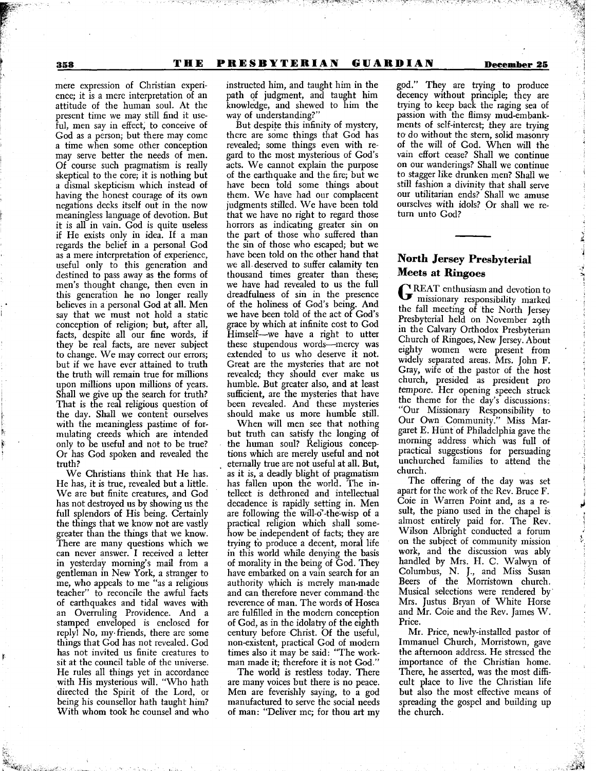mere expression of Christian experience; it is a mere interpretation of an attitude of the human soul. At the present time we may still find it useful, men say in effect, to conceive of God as a person; but there may come a time when some other conception may serve better the needs of men. Of course such pragmatism is really skeptical to the core; it is nothing but a dismal skepticism which instead of having the honest courage of its own negations decks itself out in the now meaningless language of devotion. But it is all in vain. God is quite useless if He exists only in idea. If a man regards the belief in a personal God as a mere interpretation of experience, useful only to this generation and destined to pass away as the forms of men's thought change, then even in this generation he no longer really believes in a personal God at all. Men say that we must not hold a static conception of religion; but, after all, facts, despite all our fine words, if they be real facts, are never subject to change. We may correct our errors; but if we have ever attained to truth the truth will remain true for millions upon millions upon millions of years. Shall we give up the search for truth? That is the real religious question of the day. Shall we content ourselves with the meaningless pastime of formulating creeds which are intended only to be useful and not to be true? Or has God spoken and revealed the truth?

We Christians think that He has. He has, it is true, revealed but a little. We are but finite creatures, and God has not destroyed us by showing us the full splendors of His being. Certainly the things that we know not are vastly greater than the things that we know. There are many questions which we can never answer. I received a letter in yesterday morning's mail from a gentleman in New York, a stranger to me, who appeals to me "as a religious teacher" to reconcile the awful facts of earthquakes and tidal waves with an Overruling Providence. And a stamped enveloped is enclosed for reply! No, my friends, there are some things that God has not revealed. God has not invited us finite creatures to sit at the council table of the universe. He rules all things yet in accordance with His mysterious will. "Who hath directed the Spirit of the Lord, or being his counsellor hath taught him? With whom took he counsel and who instructed him, and taught him in the path of judgment, and taught him knowledge, and shewed to him the way of understanding?"

But despite this infinity of mystery, there are some things that God has revealed; some things even with regard to the most mysterious of God's acts. We cannot explain the purpose of the earthquake and the fire; but we have been told some things about them. We have had our complacent judgments stilled. We have been told that we have no right to regard those horrors as indicating greater sin on the part of those who suffered than the sin of those who escaped; but we have been told on the other hand that we all deserved to suffer calamity ten thousand times greater than these; we have had revealed to us the full dreadfulness of sin in the presence of the holiness of God's being. And we have been told of the act of God's grace by which at infinite cost to God Himself—we have a right to utter these stupendous words—mercy was extended to us who deserve it not. Great are the mysteries that are not revealed; they should ever make us humble. But greater also, and at least sufficient, are the mysteries that have been revealed. And these mysteries should make us more humble still.

When will men see that nothing but truth can satisfy the longing of the human soul? Religious conceptions which are merely useful and not eternally true are not useful at all. But, as it is, a deadly blight of pragmatism has fallen upon the world. The intellect is dethroned and intellectual decadence is rapidly setting in. Men are following the will-o'-the-wisp of a practical religion which shall somehow be independent of facts; they are trying to produce a decent, moral life in this world while denying the basis of morality in the being of God. They have embarked on a vain search for an authority which is merely man-made and can therefore never command the reverence of man. The words of Hosea are fulfilled in the modern conception of God, as in the idolatry of the eighth century before Christ. Of the useful, non-existent, practical God of modern times also it may be said: "The workman made it; therefore it is not God."

The world is restless today. There are many voices but there is no peace. Men are feverishly saying, to a god manufactured to serve the social needs of man: "Deliver me; for thou art my god." They are trying to produce decency without principle; they are trying to keep back the raging sea of passion with the flimsy mud-embankments of self-interest; they are trying to do without the stern, solid masonry of the will of God. When will the vain effort cease? Shall we continue on our wanderings? Shall we continue to stagger like drunken men? Shall we still fashion a divinity that shall serve our utilitarian ends? Shall we amuse ourselves with idols? Or shall we return unto God?

---

## North Jersey Presbyterial Meets at Ringoes

GREAT enthusiasm and devotion to missionary responsibility marked the fall meeting of the North Jersey Presbyterial held on November 29th in the Calvary Orthodox Presbyterian Church of Ringoes, New Jersey. About eighty women were present from widely separated areas. Mrs. John F. Gray, wife of the pastor of the host church, presided as president *pro tempore*. Her opening speech struck the theme for the day's discussions: "Our Missionary Responsibility to Our Own Community." Miss Margaret E. Hunt of Philadelphia gave the morning address which was full of practical suggestions for persuading unchurched families to attend the church.

The offering of the day was set apart for the work of the Rev. Bruce F. Coie in Warren Point and, as a result, the piano used in the chapel is almost entirely paid for. The Rev. Wilson Albright conducted a forum on the subject of community mission work, and the discussion was ably handled by Mrs. H. C. Walwyn of Columbus, N. J., and Miss Susan Beers of the Morristown church. Musical selections were rendered by Mrs. Justus Bryan of White Horse and Mr. Coie and the Rev. James W. Price.

Mr. Price, newly-installed pastor of Immanuel Church, Morristown, gave the afternoon address. He stressed the importance of the Christian home. There, he asserted, was the most difficult place to live the Christian life but also the most effective means of spreading the gospel and building up the church.